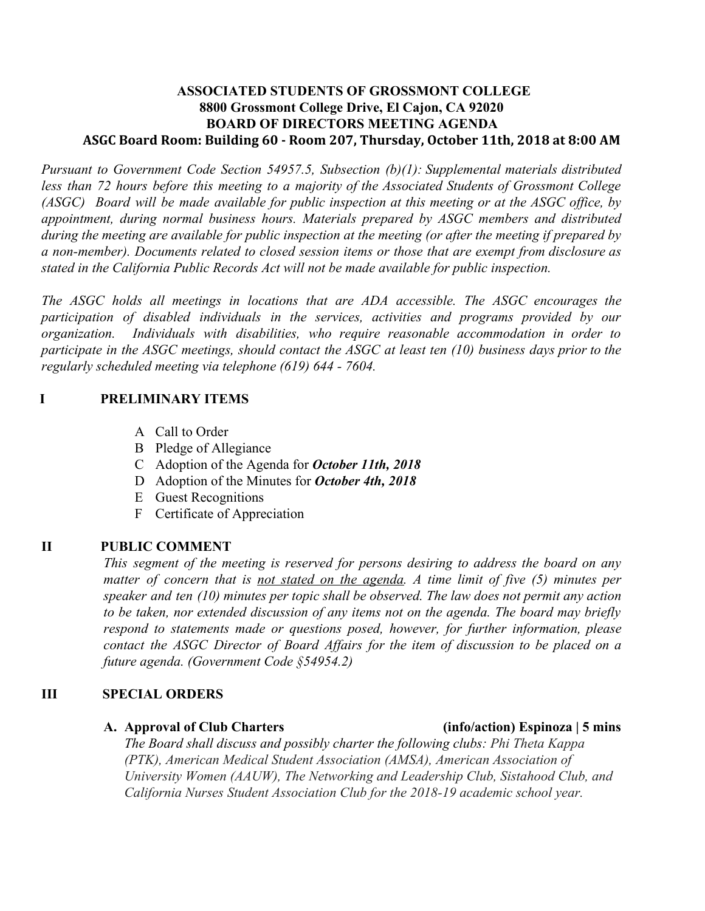**ASSOCIATED STUDENTS OF GROSSMONT COLLEGE**
**8800 Grossmont College Drive, El Cajon, CA 92020**
**BOARD OF DIRECTORS MEETING AGENDA**
**ASGC Board Room: Building 60 - Room 207, Thursday, October 11th, 2018 at 8:00 AM**

*Pursuant to Government Code Section 54957.5, Subsection (b)(1): Supplemental materials distributed less than 72 hours before this meeting to a majority of the Associated Students of Grossmont College (ASGC) Board will be made available for public inspection at this meeting or at the ASGC office, by appointment, during normal business hours. Materials prepared by ASGC members and distributed during the meeting are available for public inspection at the meeting (or after the meeting if prepared by a non-member). Documents related to closed session items or those that are exempt from disclosure as stated in the California Public Records Act will not be made available for public inspection.*

*The ASGC holds all meetings in locations that are ADA accessible. The ASGC encourages the participation of disabled individuals in the services, activities and programs provided by our organization. Individuals with disabilities, who require reasonable accommodation in order to participate in the ASGC meetings, should contact the ASGC at least ten (10) business days prior to the regularly scheduled meeting via telephone (619) 644 - 7604.*

## I PRELIMINARY ITEMS

- A Call to Order
- B Pledge of Allegiance
- C Adoption of the Agenda for ***October 11th, 2018***
- D Adoption of the Minutes for ***October 4th, 2018***
- E Guest Recognitions
- F Certificate of Appreciation

## II PUBLIC COMMENT

*This segment of the meeting is reserved for persons desiring to address the board on any matter of concern that is not stated on the agenda. A time limit of five (5) minutes per speaker and ten (10) minutes per topic shall be observed. The law does not permit any action to be taken, nor extended discussion of any items not on the agenda. The board may briefly respond to statements made or questions posed, however, for further information, please contact the ASGC Director of Board Affairs for the item of discussion to be placed on a future agenda. (Government Code §54954.2)*

## III SPECIAL ORDERS

**A. Approval of Club Charters (info/action) Espinoza | 5 mins**

*The Board shall discuss and possibly charter the following clubs: Phi Theta Kappa (PTK), American Medical Student Association (AMSA), American Association of University Women (AAUW), The Networking and Leadership Club, Sistahood Club, and California Nurses Student Association Club for the 2018-19 academic school year.*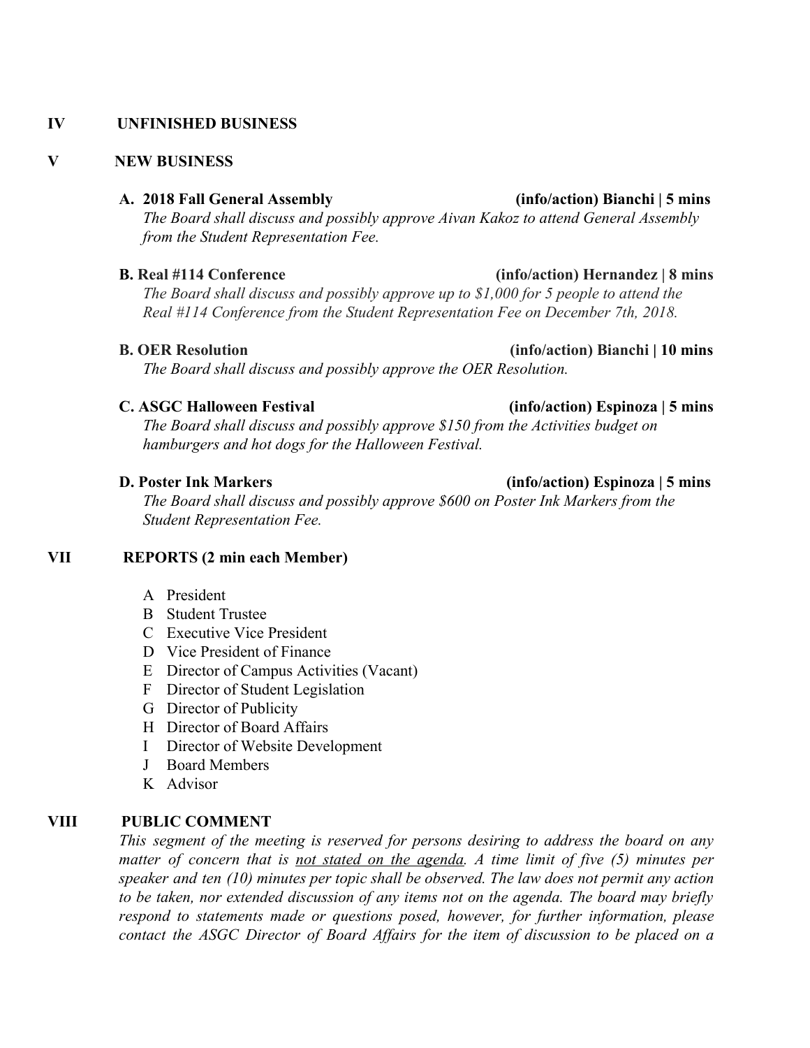## IV UNFINISHED BUSINESS

## V NEW BUSINESS

**A. 2018 Fall General Assembly** **(info/action) Bianchi | 5 mins**
*The Board shall discuss and possibly approve Aivan Kakoz to attend General Assembly from the Student Representation Fee.*

**B. Real #114 Conference** **(info/action) Hernandez | 8 mins**
*The Board shall discuss and possibly approve up to $1,000 for 5 people to attend the Real #114 Conference from the Student Representation Fee on December 7th, 2018.*

**B. OER Resolution** **(info/action) Bianchi | 10 mins**
*The Board shall discuss and possibly approve the OER Resolution.*

**C. ASGC Halloween Festival** **(info/action) Espinoza | 5 mins**
*The Board shall discuss and possibly approve $150 from the Activities budget on hamburgers and hot dogs for the Halloween Festival.*

**D. Poster Ink Markers** **(info/action) Espinoza | 5 mins**
*The Board shall discuss and possibly approve $600 on Poster Ink Markers from the Student Representation Fee.*

## VII REPORTS (2 min each Member)

A President
B Student Trustee
C Executive Vice President
D Vice President of Finance
E Director of Campus Activities (Vacant)
F Director of Student Legislation
G Director of Publicity
H Director of Board Affairs
I Director of Website Development
J Board Members
K Advisor

## VIII PUBLIC COMMENT

*This segment of the meeting is reserved for persons desiring to address the board on any matter of concern that is <u>not stated on the agenda</u>. A time limit of five (5) minutes per speaker and ten (10) minutes per topic shall be observed. The law does not permit any action to be taken, nor extended discussion of any items not on the agenda. The board may briefly respond to statements made or questions posed, however, for further information, please contact the ASGC Director of Board Affairs for the item of discussion to be placed on a*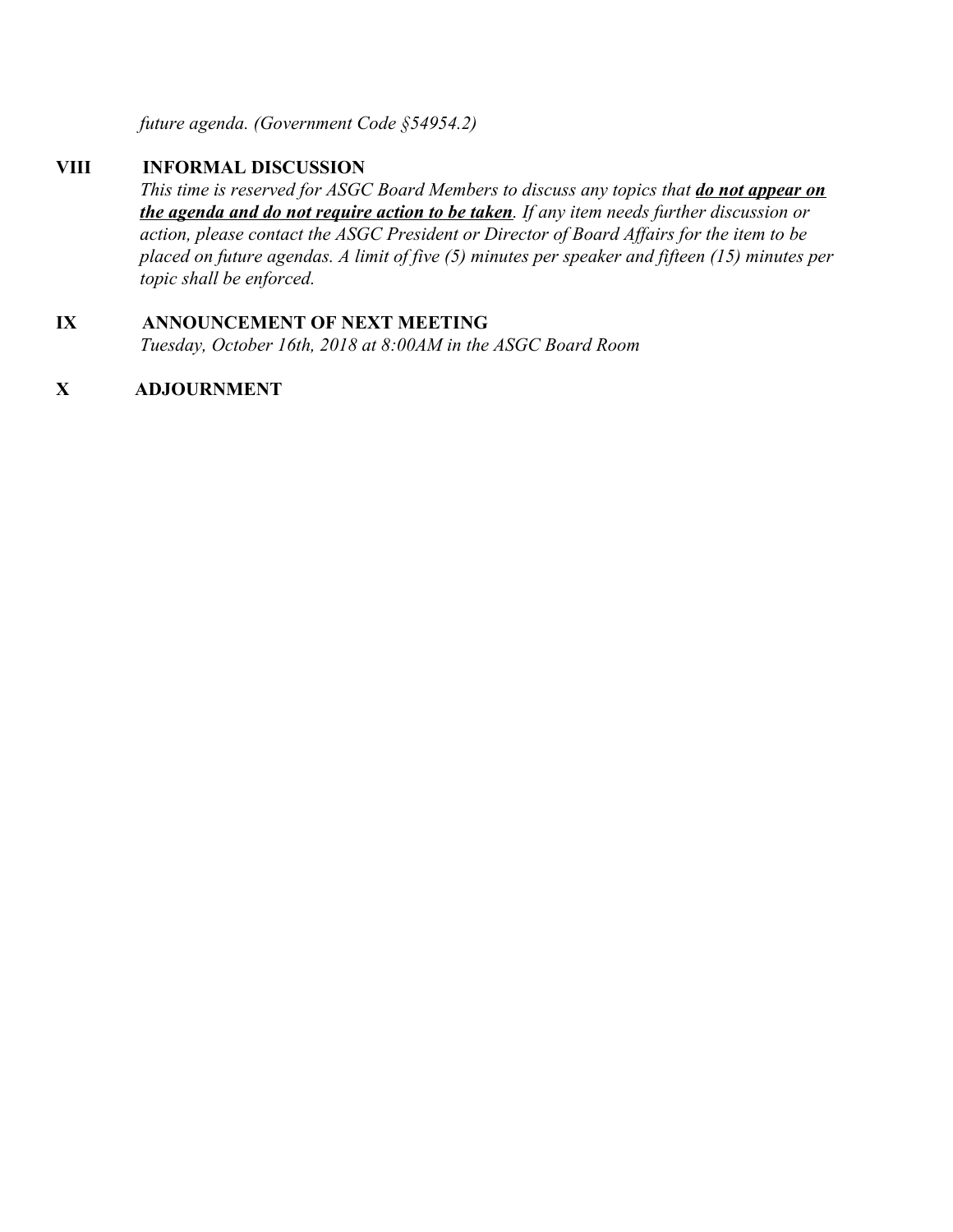*future agenda. (Government Code §54954.2)*

## VIII INFORMAL DISCUSSION

*This time is reserved for ASGC Board Members to discuss any topics that* ***do not appear on the agenda and do not require action to be taken****. If any item needs further discussion or action, please contact the ASGC President or Director of Board Affairs for the item to be placed on future agendas. A limit of five (5) minutes per speaker and fifteen (15) minutes per topic shall be enforced.*

## IX ANNOUNCEMENT OF NEXT MEETING

*Tuesday, October 16th, 2018 at 8:00AM in the ASGC Board Room*

## X ADJOURNMENT